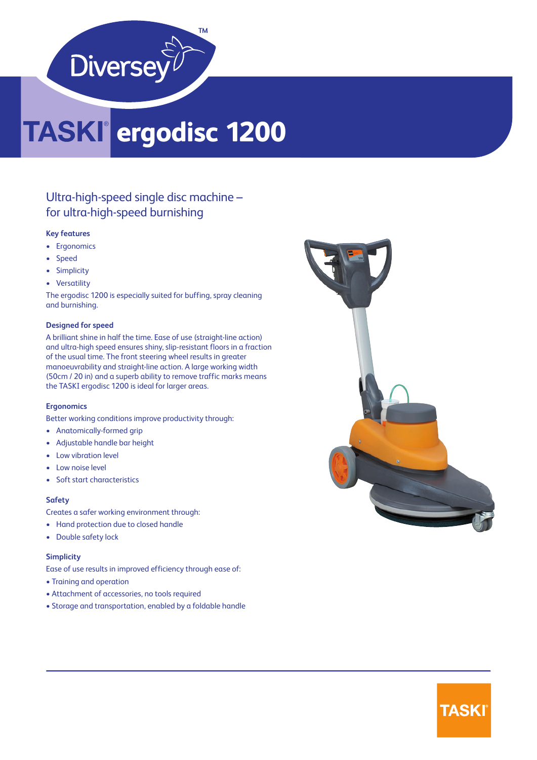Diversey™

# TASKI® ergodisc 1200

## Ultra-high-speed single disc machine – for ultra-high-speed burnishing

### Key features

- Ergonomics
- Speed
- Simplicity
- Versatility

The ergodisc 1200 is especially suited for buffing, spray cleaning and burnishing.

### Designed for speed

A brilliant shine in half the time. Ease of use (straight-line action) and ultra-high speed ensures shiny, slip-resistant floors in a fraction of the usual time. The front steering wheel results in greater manoeuvrability and straight-line action. A large working width (50cm / 20 in) and a superb ability to remove traffic marks means the TASKI ergodisc 1200 is ideal for larger areas.

### Ergonomics

Better working conditions improve productivity through:

- Anatomically-formed grip
- Adjustable handle bar height
- Low vibration level
- Low noise level
- Soft start characteristics

### Safety

Creates a safer working environment through:

- Hand protection due to closed handle
- Double safety lock

### Simplicity

Ease of use results in improved efficiency through ease of:

- Training and operation
- Attachment of accessories, no tools required
- Storage and transportation, enabled by a foldable handle

TASKI®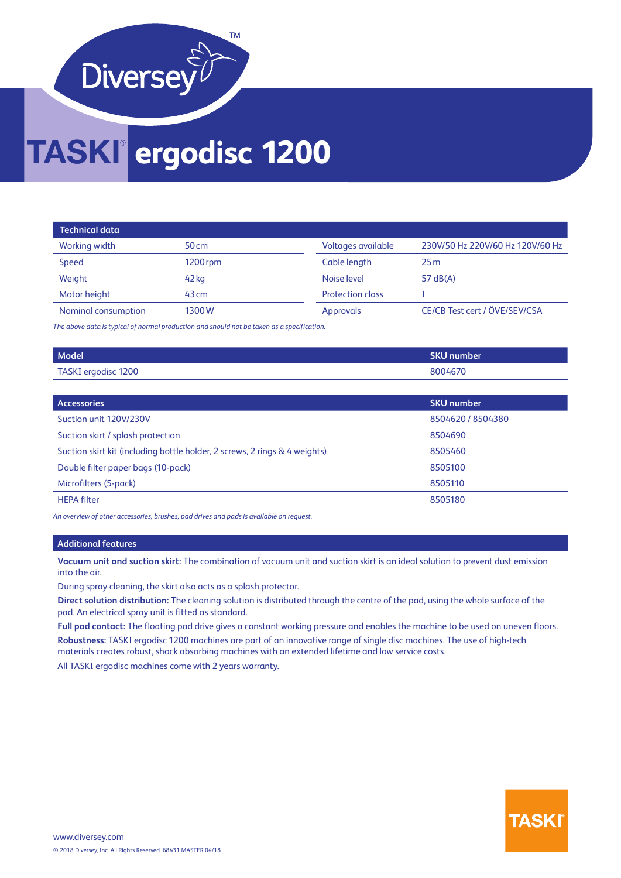# TASKI® ergodisc 1200

| Technical data | | | |
|---|---|---|---|
| Working width | 50 cm | Voltages available | 230V/50 Hz 220V/60 Hz 120V/60 Hz |
| Speed | 1200 rpm | Cable length | 25 m |
| Weight | 42 kg | Noise level | 57 dB(A) |
| Motor height | 43 cm | Protection class | I |
| Nominal consumption | 1300 W | Approvals | CE/CB Test cert / ÖVE/SEV/CSA |

*The above data is typical of normal production and should not be taken as a specification.*

| Model | SKU number |
|---|---|
| TASKI ergodisc 1200 | 8004670 |

| Accessories | SKU number |
|---|---|
| Suction unit 120V/230V | 8504620 / 8504380 |
| Suction skirt / splash protection | 8504690 |
| Suction skirt kit (including bottle holder, 2 screws, 2 rings & 4 weights) | 8505460 |
| Double filter paper bags (10-pack) | 8505100 |
| Microfilters (5-pack) | 8505110 |
| HEPA filter | 8505180 |

*An overview of other accessories, brushes, pad drives and pads is available on request.*

## Additional features

**Vacuum unit and suction skirt:** The combination of vacuum unit and suction skirt is an ideal solution to prevent dust emission into the air.

During spray cleaning, the skirt also acts as a splash protector.

**Direct solution distribution:** The cleaning solution is distributed through the centre of the pad, using the whole surface of the pad. An electrical spray unit is fitted as standard.

**Full pad contact:** The floating pad drive gives a constant working pressure and enables the machine to be used on uneven floors.

**Robustness:** TASKI ergodisc 1200 machines are part of an innovative range of single disc machines. The use of high-tech materials creates robust, shock absorbing machines with an extended lifetime and low service costs.

All TASKI ergodisc machines come with 2 years warranty.

www.diversey.com

© 2018 Diversey, Inc. All Rights Reserved. 68431 MASTER 04/18